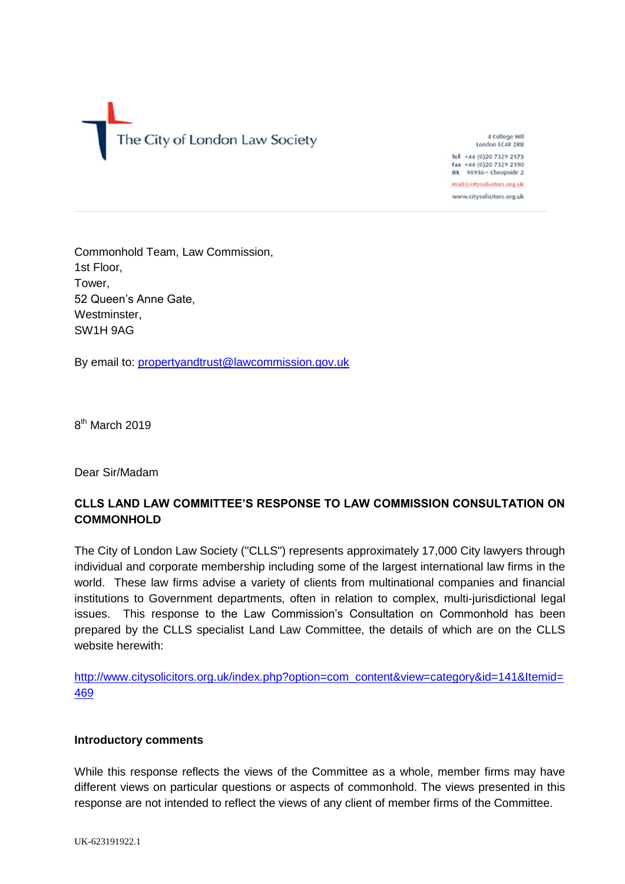The City of London Law Society

4 College Hill
London EC4R 2RB

Tel +44 (0)20 7329 2173
Fax +44 (0)20 7329 2190
DX 98936 – Cheapside 2

mail@citysolicitors.org.uk

www.citysolicitors.org.uk

Commonhold Team, Law Commission,
1st Floor,
Tower,
52 Queen's Anne Gate,
Westminster,
SW1H 9AG

By email to: propertyandtrust@lawcommission.gov.uk

8th March 2019

Dear Sir/Madam

**CLLS LAND LAW COMMITTEE'S RESPONSE TO LAW COMMISSION CONSULTATION ON COMMONHOLD**

The City of London Law Society ("CLLS") represents approximately 17,000 City lawyers through individual and corporate membership including some of the largest international law firms in the world. These law firms advise a variety of clients from multinational companies and financial institutions to Government departments, often in relation to complex, multi-jurisdictional legal issues. This response to the Law Commission's Consultation on Commonhold has been prepared by the CLLS specialist Land Law Committee, the details of which are on the CLLS website herewith:

http://www.citysolicitors.org.uk/index.php?option=com_content&view=category&id=141&Itemid=469

**Introductory comments**

While this response reflects the views of the Committee as a whole, member firms may have different views on particular questions or aspects of commonhold. The views presented in this response are not intended to reflect the views of any client of member firms of the Committee.

UK-623191922.1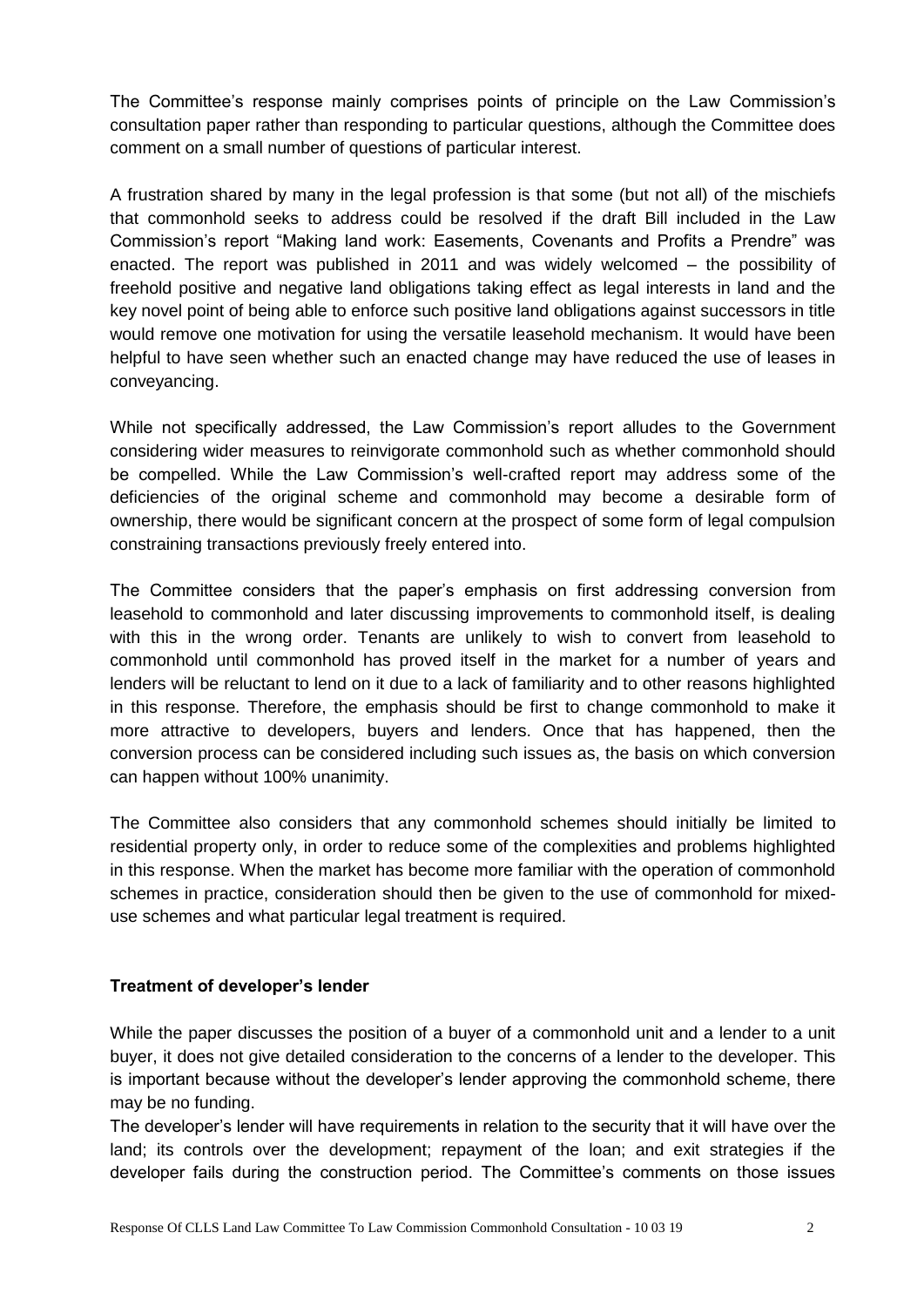The Committee's response mainly comprises points of principle on the Law Commission's consultation paper rather than responding to particular questions, although the Committee does comment on a small number of questions of particular interest.

A frustration shared by many in the legal profession is that some (but not all) of the mischiefs that commonhold seeks to address could be resolved if the draft Bill included in the Law Commission's report "Making land work: Easements, Covenants and Profits a Prendre" was enacted. The report was published in 2011 and was widely welcomed – the possibility of freehold positive and negative land obligations taking effect as legal interests in land and the key novel point of being able to enforce such positive land obligations against successors in title would remove one motivation for using the versatile leasehold mechanism. It would have been helpful to have seen whether such an enacted change may have reduced the use of leases in conveyancing.

While not specifically addressed, the Law Commission's report alludes to the Government considering wider measures to reinvigorate commonhold such as whether commonhold should be compelled. While the Law Commission's well-crafted report may address some of the deficiencies of the original scheme and commonhold may become a desirable form of ownership, there would be significant concern at the prospect of some form of legal compulsion constraining transactions previously freely entered into.

The Committee considers that the paper's emphasis on first addressing conversion from leasehold to commonhold and later discussing improvements to commonhold itself, is dealing with this in the wrong order. Tenants are unlikely to wish to convert from leasehold to commonhold until commonhold has proved itself in the market for a number of years and lenders will be reluctant to lend on it due to a lack of familiarity and to other reasons highlighted in this response. Therefore, the emphasis should be first to change commonhold to make it more attractive to developers, buyers and lenders. Once that has happened, then the conversion process can be considered including such issues as, the basis on which conversion can happen without 100% unanimity.

The Committee also considers that any commonhold schemes should initially be limited to residential property only, in order to reduce some of the complexities and problems highlighted in this response. When the market has become more familiar with the operation of commonhold schemes in practice, consideration should then be given to the use of commonhold for mixed-use schemes and what particular legal treatment is required.

**Treatment of developer's lender**

While the paper discusses the position of a buyer of a commonhold unit and a lender to a unit buyer, it does not give detailed consideration to the concerns of a lender to the developer. This is important because without the developer's lender approving the commonhold scheme, there may be no funding.

The developer's lender will have requirements in relation to the security that it will have over the land; its controls over the development; repayment of the loan; and exit strategies if the developer fails during the construction period. The Committee's comments on those issues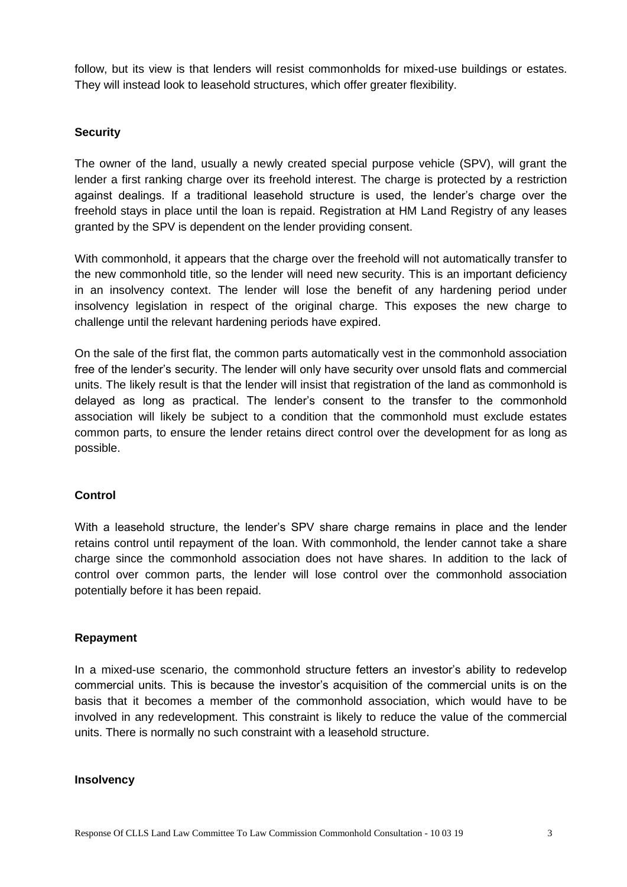follow, but its view is that lenders will resist commonholds for mixed-use buildings or estates. They will instead look to leasehold structures, which offer greater flexibility.

## Security

The owner of the land, usually a newly created special purpose vehicle (SPV), will grant the lender a first ranking charge over its freehold interest. The charge is protected by a restriction against dealings. If a traditional leasehold structure is used, the lender's charge over the freehold stays in place until the loan is repaid. Registration at HM Land Registry of any leases granted by the SPV is dependent on the lender providing consent.

With commonhold, it appears that the charge over the freehold will not automatically transfer to the new commonhold title, so the lender will need new security. This is an important deficiency in an insolvency context. The lender will lose the benefit of any hardening period under insolvency legislation in respect of the original charge. This exposes the new charge to challenge until the relevant hardening periods have expired.

On the sale of the first flat, the common parts automatically vest in the commonhold association free of the lender's security. The lender will only have security over unsold flats and commercial units. The likely result is that the lender will insist that registration of the land as commonhold is delayed as long as practical. The lender's consent to the transfer to the commonhold association will likely be subject to a condition that the commonhold must exclude estates common parts, to ensure the lender retains direct control over the development for as long as possible.

## Control

With a leasehold structure, the lender's SPV share charge remains in place and the lender retains control until repayment of the loan. With commonhold, the lender cannot take a share charge since the commonhold association does not have shares. In addition to the lack of control over common parts, the lender will lose control over the commonhold association potentially before it has been repaid.

## Repayment

In a mixed-use scenario, the commonhold structure fetters an investor's ability to redevelop commercial units. This is because the investor's acquisition of the commercial units is on the basis that it becomes a member of the commonhold association, which would have to be involved in any redevelopment. This constraint is likely to reduce the value of the commercial units. There is normally no such constraint with a leasehold structure.

## Insolvency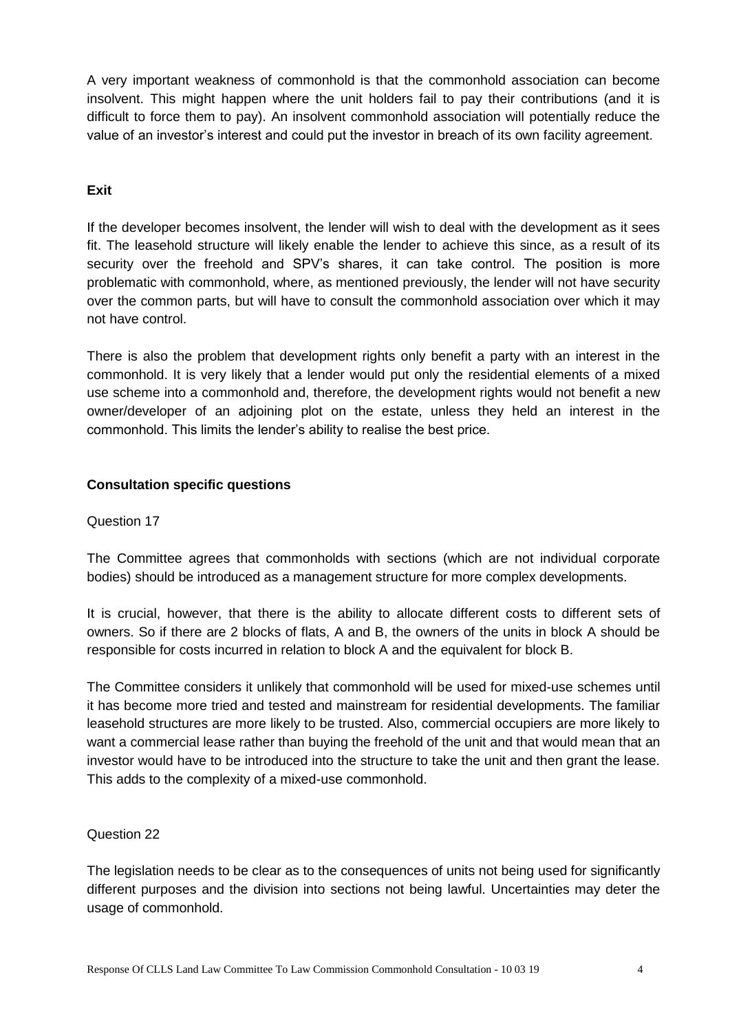A very important weakness of commonhold is that the commonhold association can become insolvent. This might happen where the unit holders fail to pay their contributions (and it is difficult to force them to pay). An insolvent commonhold association will potentially reduce the value of an investor's interest and could put the investor in breach of its own facility agreement.

**Exit**

If the developer becomes insolvent, the lender will wish to deal with the development as it sees fit. The leasehold structure will likely enable the lender to achieve this since, as a result of its security over the freehold and SPV's shares, it can take control. The position is more problematic with commonhold, where, as mentioned previously, the lender will not have security over the common parts, but will have to consult the commonhold association over which it may not have control.

There is also the problem that development rights only benefit a party with an interest in the commonhold. It is very likely that a lender would put only the residential elements of a mixed use scheme into a commonhold and, therefore, the development rights would not benefit a new owner/developer of an adjoining plot on the estate, unless they held an interest in the commonhold. This limits the lender's ability to realise the best price.

**Consultation specific questions**

Question 17

The Committee agrees that commonholds with sections (which are not individual corporate bodies) should be introduced as a management structure for more complex developments.

It is crucial, however, that there is the ability to allocate different costs to different sets of owners. So if there are 2 blocks of flats, A and B, the owners of the units in block A should be responsible for costs incurred in relation to block A and the equivalent for block B.

The Committee considers it unlikely that commonhold will be used for mixed-use schemes until it has become more tried and tested and mainstream for residential developments. The familiar leasehold structures are more likely to be trusted. Also, commercial occupiers are more likely to want a commercial lease rather than buying the freehold of the unit and that would mean that an investor would have to be introduced into the structure to take the unit and then grant the lease. This adds to the complexity of a mixed-use commonhold.

Question 22

The legislation needs to be clear as to the consequences of units not being used for significantly different purposes and the division into sections not being lawful. Uncertainties may deter the usage of commonhold.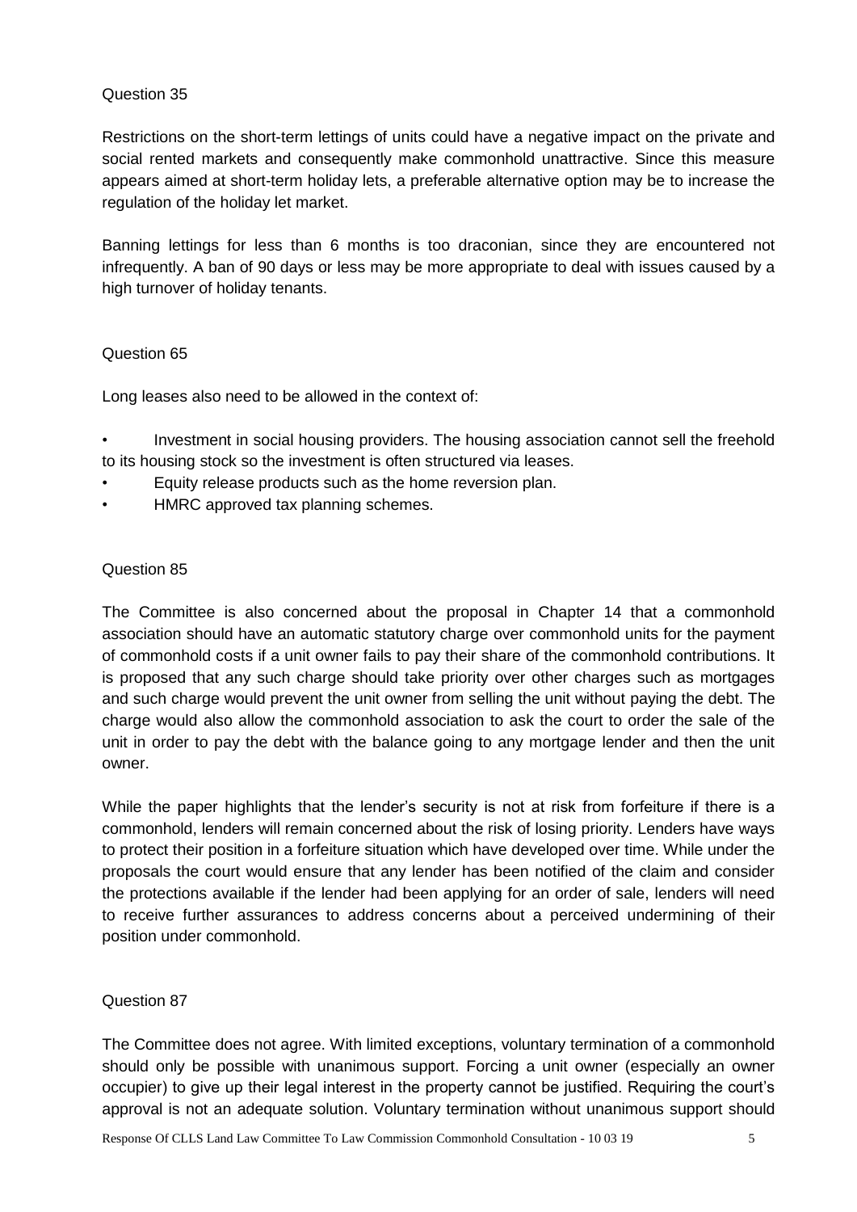Question 35

Restrictions on the short-term lettings of units could have a negative impact on the private and social rented markets and consequently make commonhold unattractive. Since this measure appears aimed at short-term holiday lets, a preferable alternative option may be to increase the regulation of the holiday let market.

Banning lettings for less than 6 months is too draconian, since they are encountered not infrequently. A ban of 90 days or less may be more appropriate to deal with issues caused by a high turnover of holiday tenants.

Question 65

Long leases also need to be allowed in the context of:

- Investment in social housing providers. The housing association cannot sell the freehold to its housing stock so the investment is often structured via leases.
- Equity release products such as the home reversion plan.
- HMRC approved tax planning schemes.

Question 85

The Committee is also concerned about the proposal in Chapter 14 that a commonhold association should have an automatic statutory charge over commonhold units for the payment of commonhold costs if a unit owner fails to pay their share of the commonhold contributions. It is proposed that any such charge should take priority over other charges such as mortgages and such charge would prevent the unit owner from selling the unit without paying the debt. The charge would also allow the commonhold association to ask the court to order the sale of the unit in order to pay the debt with the balance going to any mortgage lender and then the unit owner.

While the paper highlights that the lender's security is not at risk from forfeiture if there is a commonhold, lenders will remain concerned about the risk of losing priority. Lenders have ways to protect their position in a forfeiture situation which have developed over time. While under the proposals the court would ensure that any lender has been notified of the claim and consider the protections available if the lender had been applying for an order of sale, lenders will need to receive further assurances to address concerns about a perceived undermining of their position under commonhold.

Question 87

The Committee does not agree. With limited exceptions, voluntary termination of a commonhold should only be possible with unanimous support. Forcing a unit owner (especially an owner occupier) to give up their legal interest in the property cannot be justified. Requiring the court's approval is not an adequate solution. Voluntary termination without unanimous support should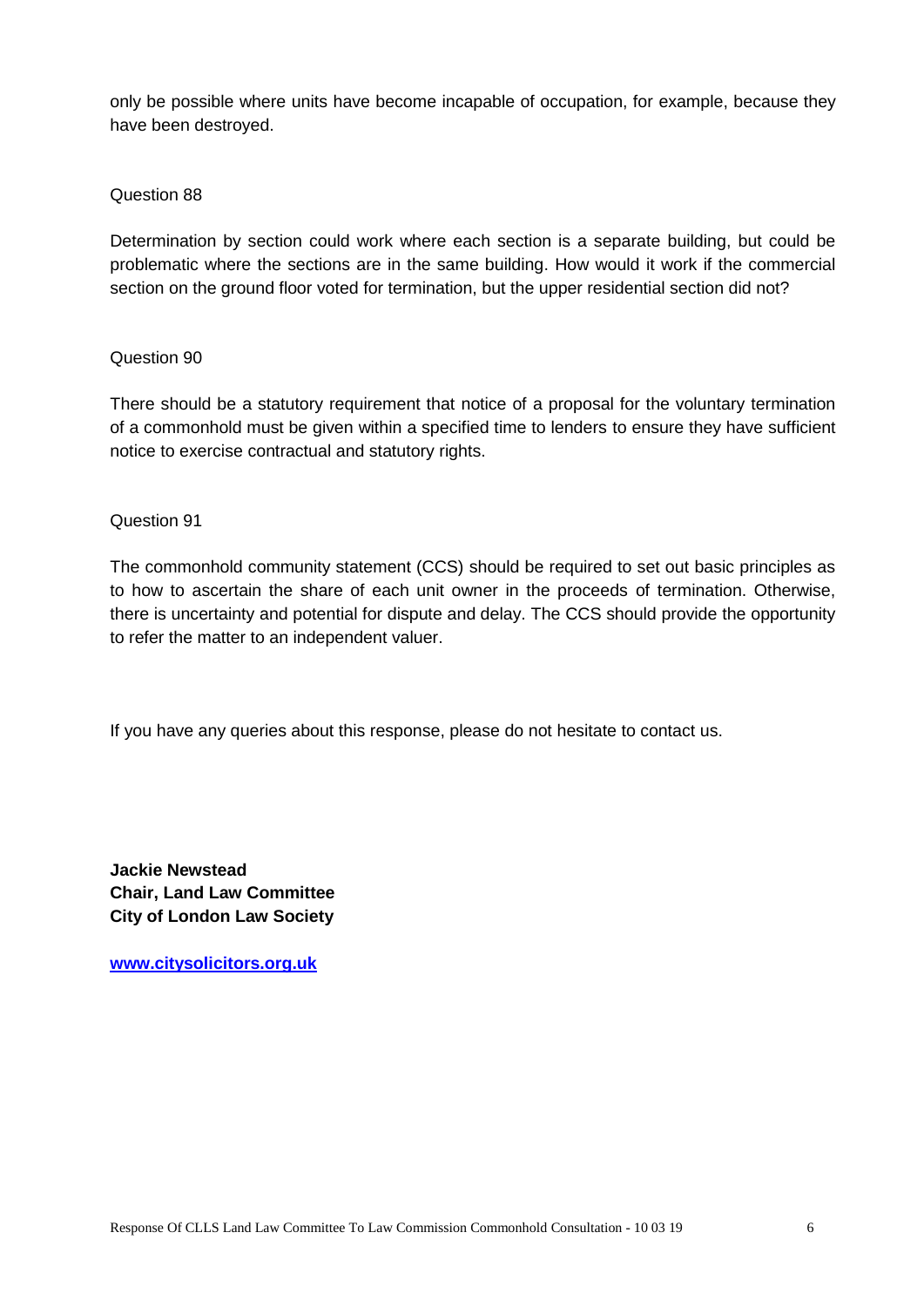only be possible where units have become incapable of occupation, for example, because they have been destroyed.

Question 88

Determination by section could work where each section is a separate building, but could be problematic where the sections are in the same building. How would it work if the commercial section on the ground floor voted for termination, but the upper residential section did not?

Question 90

There should be a statutory requirement that notice of a proposal for the voluntary termination of a commonhold must be given within a specified time to lenders to ensure they have sufficient notice to exercise contractual and statutory rights.

Question 91

The commonhold community statement (CCS) should be required to set out basic principles as to how to ascertain the share of each unit owner in the proceeds of termination. Otherwise, there is uncertainty and potential for dispute and delay. The CCS should provide the opportunity to refer the matter to an independent valuer.

If you have any queries about this response, please do not hesitate to contact us.

**Jackie Newstead**
**Chair, Land Law Committee**
**City of London Law Society**

**www.citysolicitors.org.uk**